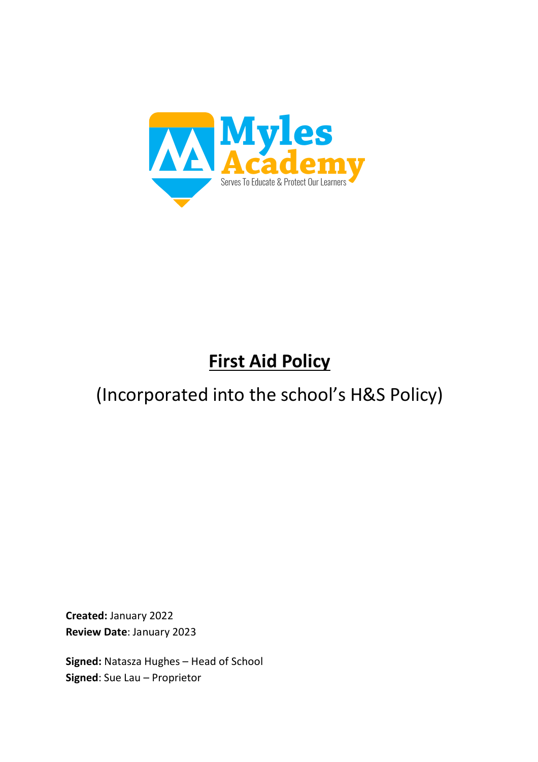Myles Academy

Serves To Educate & Protect Our Learners

# First Aid Policy

(Incorporated into the school's H&S Policy)

**Created:** January 2022
**Review Date**: January 2023

**Signed:** Natasza Hughes – Head of School
**Signed**: Sue Lau – Proprietor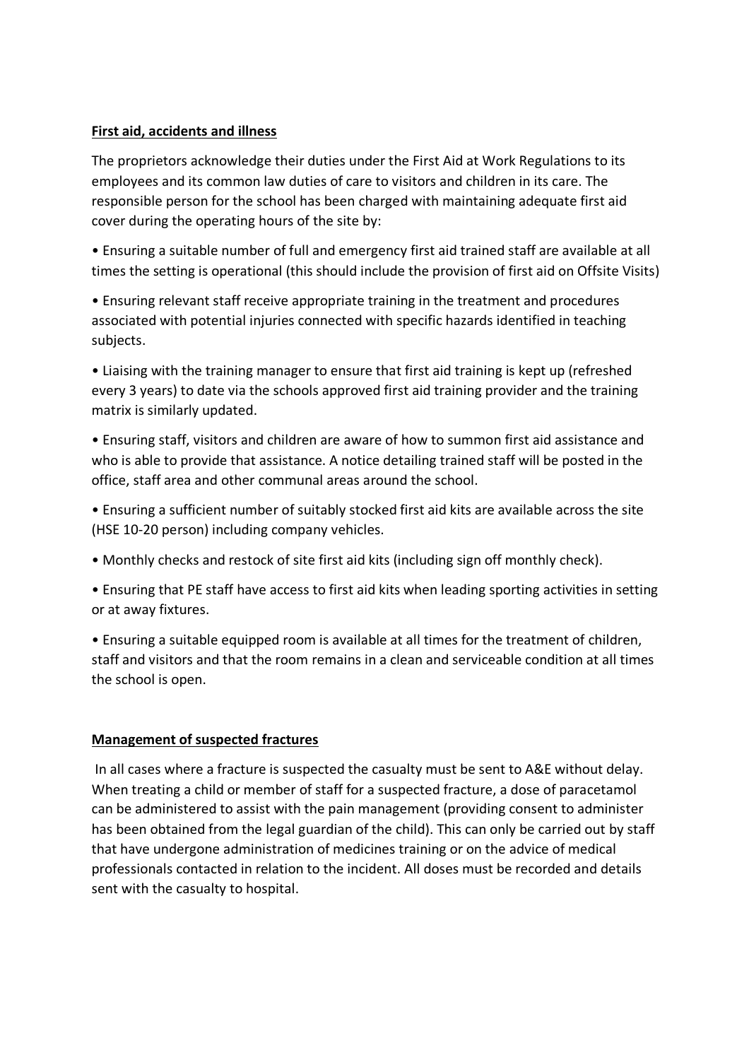**First aid, accidents and illness**

The proprietors acknowledge their duties under the First Aid at Work Regulations to its employees and its common law duties of care to visitors and children in its care. The responsible person for the school has been charged with maintaining adequate first aid cover during the operating hours of the site by:

- Ensuring a suitable number of full and emergency first aid trained staff are available at all times the setting is operational (this should include the provision of first aid on Offsite Visits)
- Ensuring relevant staff receive appropriate training in the treatment and procedures associated with potential injuries connected with specific hazards identified in teaching subjects.
- Liaising with the training manager to ensure that first aid training is kept up (refreshed every 3 years) to date via the schools approved first aid training provider and the training matrix is similarly updated.
- Ensuring staff, visitors and children are aware of how to summon first aid assistance and who is able to provide that assistance. A notice detailing trained staff will be posted in the office, staff area and other communal areas around the school.
- Ensuring a sufficient number of suitably stocked first aid kits are available across the site (HSE 10-20 person) including company vehicles.
- Monthly checks and restock of site first aid kits (including sign off monthly check).
- Ensuring that PE staff have access to first aid kits when leading sporting activities in setting or at away fixtures.
- Ensuring a suitable equipped room is available at all times for the treatment of children, staff and visitors and that the room remains in a clean and serviceable condition at all times the school is open.

**Management of suspected fractures**

In all cases where a fracture is suspected the casualty must be sent to A&E without delay. When treating a child or member of staff for a suspected fracture, a dose of paracetamol can be administered to assist with the pain management (providing consent to administer has been obtained from the legal guardian of the child). This can only be carried out by staff that have undergone administration of medicines training or on the advice of medical professionals contacted in relation to the incident. All doses must be recorded and details sent with the casualty to hospital.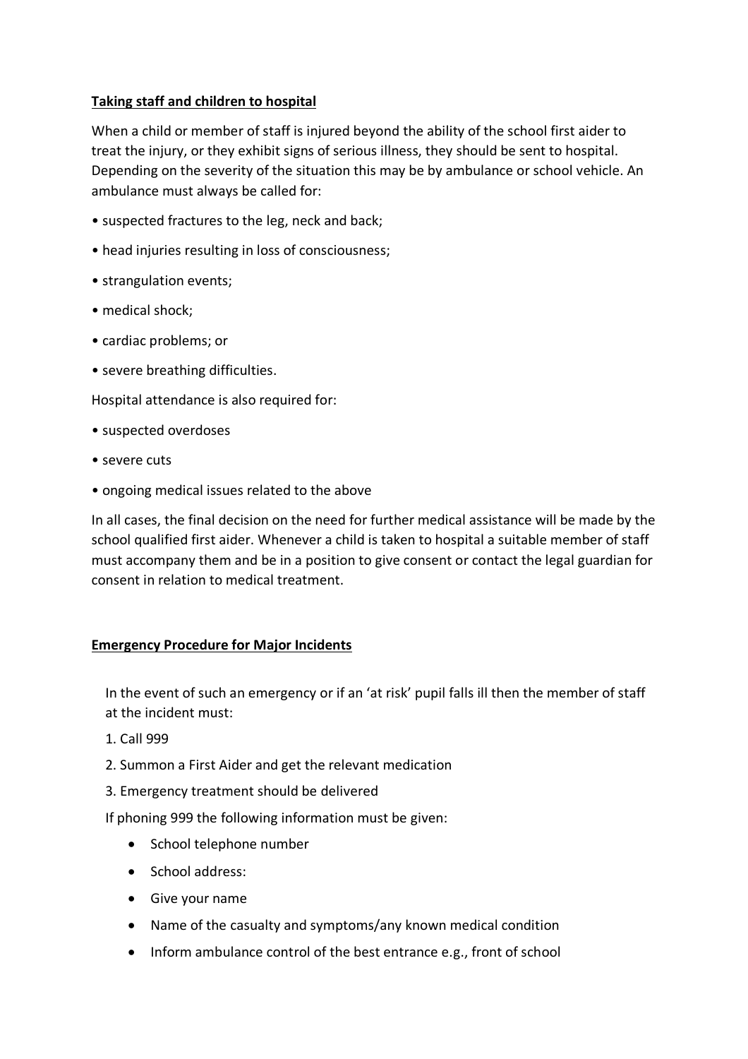**Taking staff and children to hospital**

When a child or member of staff is injured beyond the ability of the school first aider to treat the injury, or they exhibit signs of serious illness, they should be sent to hospital. Depending on the severity of the situation this may be by ambulance or school vehicle. An ambulance must always be called for:

- suspected fractures to the leg, neck and back;
- head injuries resulting in loss of consciousness;
- strangulation events;
- medical shock;
- cardiac problems; or
- severe breathing difficulties.

Hospital attendance is also required for:

- suspected overdoses
- severe cuts
- ongoing medical issues related to the above

In all cases, the final decision on the need for further medical assistance will be made by the school qualified first aider. Whenever a child is taken to hospital a suitable member of staff must accompany them and be in a position to give consent or contact the legal guardian for consent in relation to medical treatment.

**Emergency Procedure for Major Incidents**

In the event of such an emergency or if an 'at risk' pupil falls ill then the member of staff at the incident must:

1. Call 999
2. Summon a First Aider and get the relevant medication
3. Emergency treatment should be delivered

If phoning 999 the following information must be given:

- School telephone number
- School address:
- Give your name
- Name of the casualty and symptoms/any known medical condition
- Inform ambulance control of the best entrance e.g., front of school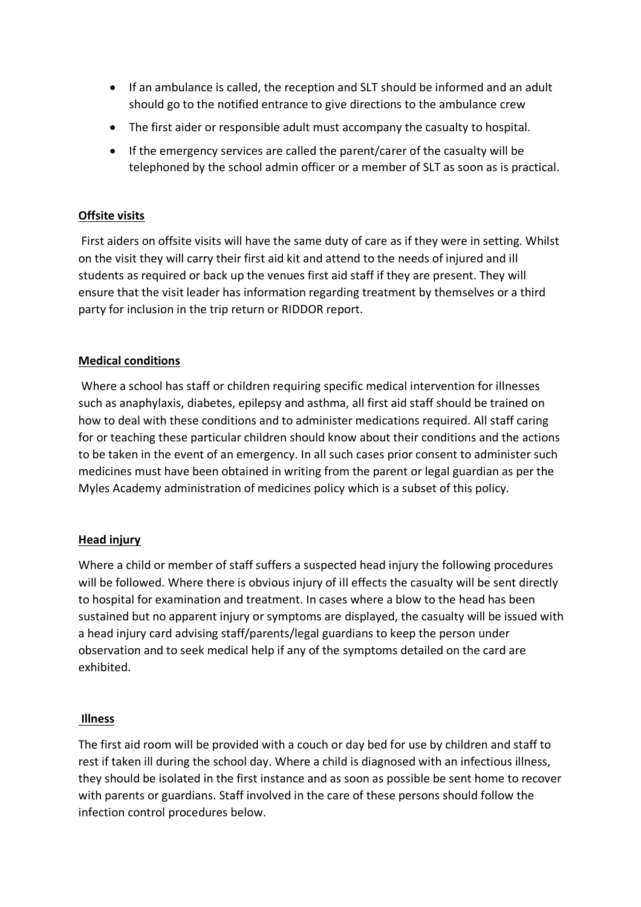- If an ambulance is called, the reception and SLT should be informed and an adult should go to the notified entrance to give directions to the ambulance crew
- The first aider or responsible adult must accompany the casualty to hospital.
- If the emergency services are called the parent/carer of the casualty will be telephoned by the school admin officer or a member of SLT as soon as is practical.

**Offsite visits**

First aiders on offsite visits will have the same duty of care as if they were in setting. Whilst on the visit they will carry their first aid kit and attend to the needs of injured and ill students as required or back up the venues first aid staff if they are present. They will ensure that the visit leader has information regarding treatment by themselves or a third party for inclusion in the trip return or RIDDOR report.

**Medical conditions**

Where a school has staff or children requiring specific medical intervention for illnesses such as anaphylaxis, diabetes, epilepsy and asthma, all first aid staff should be trained on how to deal with these conditions and to administer medications required. All staff caring for or teaching these particular children should know about their conditions and the actions to be taken in the event of an emergency. In all such cases prior consent to administer such medicines must have been obtained in writing from the parent or legal guardian as per the Myles Academy administration of medicines policy which is a subset of this policy.

**Head injury**

Where a child or member of staff suffers a suspected head injury the following procedures will be followed. Where there is obvious injury of ill effects the casualty will be sent directly to hospital for examination and treatment. In cases where a blow to the head has been sustained but no apparent injury or symptoms are displayed, the casualty will be issued with a head injury card advising staff/parents/legal guardians to keep the person under observation and to seek medical help if any of the symptoms detailed on the card are exhibited.

**Illness**

The first aid room will be provided with a couch or day bed for use by children and staff to rest if taken ill during the school day. Where a child is diagnosed with an infectious illness, they should be isolated in the first instance and as soon as possible be sent home to recover with parents or guardians. Staff involved in the care of these persons should follow the infection control procedures below.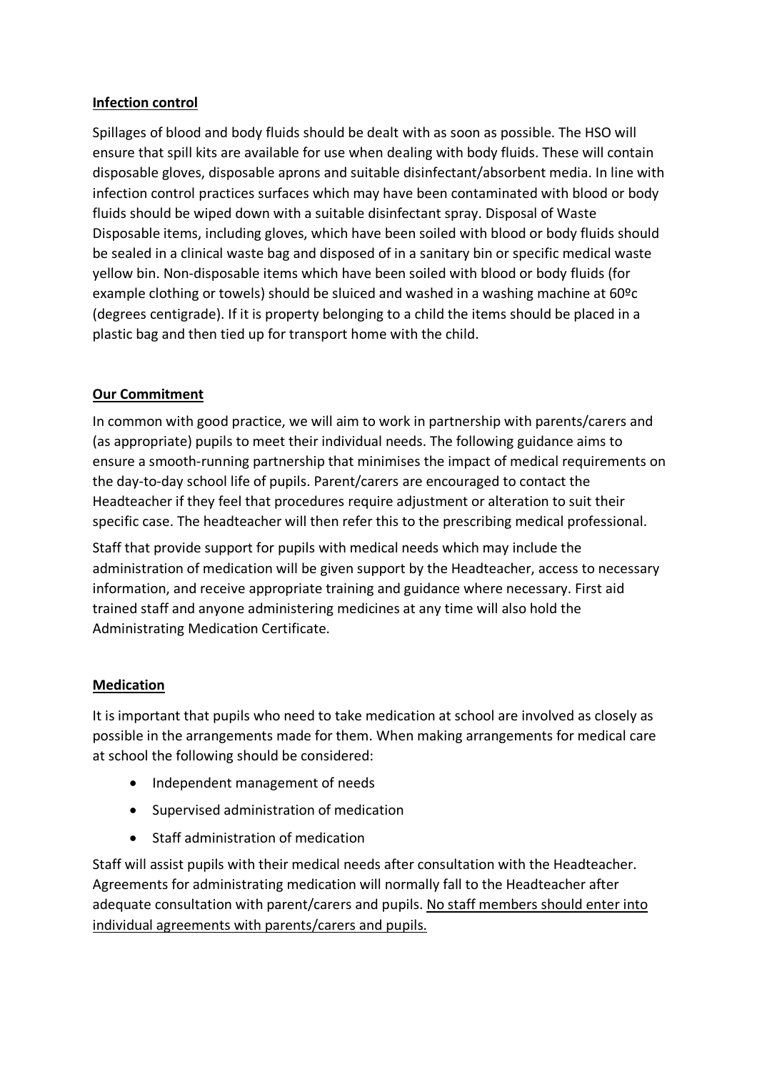## Infection control

Spillages of blood and body fluids should be dealt with as soon as possible. The HSO will ensure that spill kits are available for use when dealing with body fluids. These will contain disposable gloves, disposable aprons and suitable disinfectant/absorbent media. In line with infection control practices surfaces which may have been contaminated with blood or body fluids should be wiped down with a suitable disinfectant spray. Disposal of Waste Disposable items, including gloves, which have been soiled with blood or body fluids should be sealed in a clinical waste bag and disposed of in a sanitary bin or specific medical waste yellow bin. Non-disposable items which have been soiled with blood or body fluids (for example clothing or towels) should be sluiced and washed in a washing machine at 60ºc (degrees centigrade). If it is property belonging to a child the items should be placed in a plastic bag and then tied up for transport home with the child.

## Our Commitment

In common with good practice, we will aim to work in partnership with parents/carers and (as appropriate) pupils to meet their individual needs. The following guidance aims to ensure a smooth-running partnership that minimises the impact of medical requirements on the day-to-day school life of pupils. Parent/carers are encouraged to contact the Headteacher if they feel that procedures require adjustment or alteration to suit their specific case. The headteacher will then refer this to the prescribing medical professional.

Staff that provide support for pupils with medical needs which may include the administration of medication will be given support by the Headteacher, access to necessary information, and receive appropriate training and guidance where necessary. First aid trained staff and anyone administering medicines at any time will also hold the Administrating Medication Certificate.

## Medication

It is important that pupils who need to take medication at school are involved as closely as possible in the arrangements made for them. When making arrangements for medical care at school the following should be considered:

- Independent management of needs
- Supervised administration of medication
- Staff administration of medication

Staff will assist pupils with their medical needs after consultation with the Headteacher. Agreements for administrating medication will normally fall to the Headteacher after adequate consultation with parent/carers and pupils. <u>No staff members should enter into individual agreements with parents/carers and pupils.</u>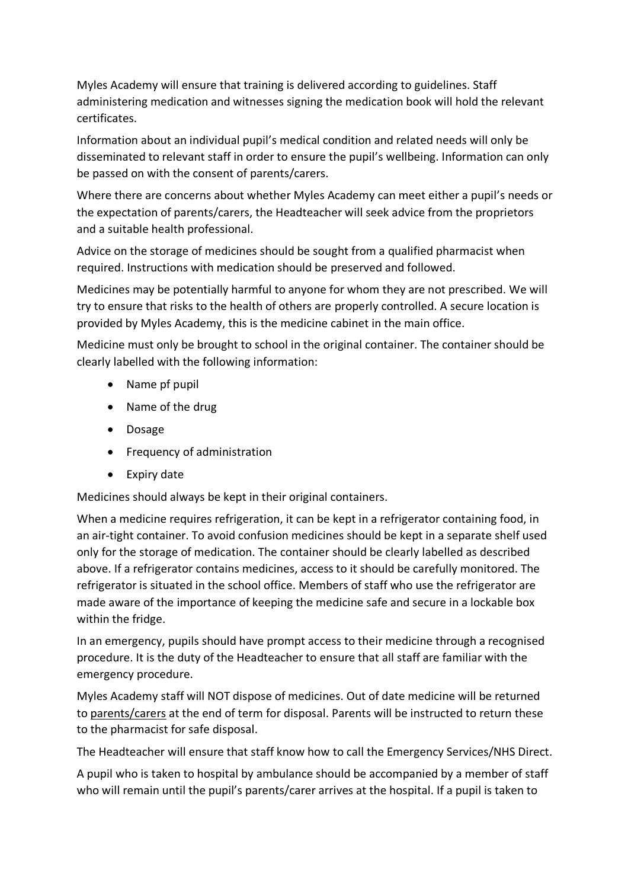Myles Academy will ensure that training is delivered according to guidelines. Staff administering medication and witnesses signing the medication book will hold the relevant certificates.

Information about an individual pupil's medical condition and related needs will only be disseminated to relevant staff in order to ensure the pupil's wellbeing. Information can only be passed on with the consent of parents/carers.

Where there are concerns about whether Myles Academy can meet either a pupil's needs or the expectation of parents/carers, the Headteacher will seek advice from the proprietors and a suitable health professional.

Advice on the storage of medicines should be sought from a qualified pharmacist when required. Instructions with medication should be preserved and followed.

Medicines may be potentially harmful to anyone for whom they are not prescribed. We will try to ensure that risks to the health of others are properly controlled. A secure location is provided by Myles Academy, this is the medicine cabinet in the main office.

Medicine must only be brought to school in the original container. The container should be clearly labelled with the following information:

- Name pf pupil
- Name of the drug
- Dosage
- Frequency of administration
- Expiry date

Medicines should always be kept in their original containers.

When a medicine requires refrigeration, it can be kept in a refrigerator containing food, in an air-tight container. To avoid confusion medicines should be kept in a separate shelf used only for the storage of medication. The container should be clearly labelled as described above. If a refrigerator contains medicines, access to it should be carefully monitored. The refrigerator is situated in the school office. Members of staff who use the refrigerator are made aware of the importance of keeping the medicine safe and secure in a lockable box within the fridge.

In an emergency, pupils should have prompt access to their medicine through a recognised procedure. It is the duty of the Headteacher to ensure that all staff are familiar with the emergency procedure.

Myles Academy staff will NOT dispose of medicines. Out of date medicine will be returned to parents/carers at the end of term for disposal. Parents will be instructed to return these to the pharmacist for safe disposal.

The Headteacher will ensure that staff know how to call the Emergency Services/NHS Direct.

A pupil who is taken to hospital by ambulance should be accompanied by a member of staff who will remain until the pupil's parents/carer arrives at the hospital. If a pupil is taken to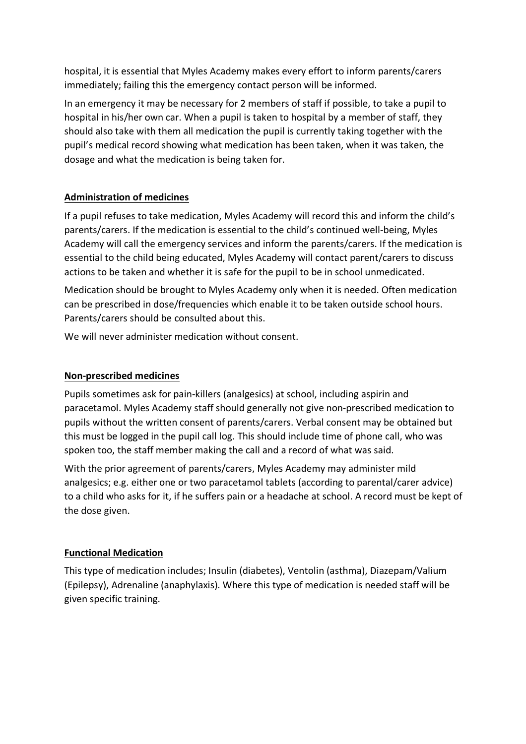hospital, it is essential that Myles Academy makes every effort to inform parents/carers immediately; failing this the emergency contact person will be informed.

In an emergency it may be necessary for 2 members of staff if possible, to take a pupil to hospital in his/her own car. When a pupil is taken to hospital by a member of staff, they should also take with them all medication the pupil is currently taking together with the pupil's medical record showing what medication has been taken, when it was taken, the dosage and what the medication is being taken for.

## Administration of medicines

If a pupil refuses to take medication, Myles Academy will record this and inform the child's parents/carers. If the medication is essential to the child's continued well-being, Myles Academy will call the emergency services and inform the parents/carers. If the medication is essential to the child being educated, Myles Academy will contact parent/carers to discuss actions to be taken and whether it is safe for the pupil to be in school unmedicated.

Medication should be brought to Myles Academy only when it is needed. Often medication can be prescribed in dose/frequencies which enable it to be taken outside school hours. Parents/carers should be consulted about this.

We will never administer medication without consent.

## Non-prescribed medicines

Pupils sometimes ask for pain-killers (analgesics) at school, including aspirin and paracetamol. Myles Academy staff should generally not give non-prescribed medication to pupils without the written consent of parents/carers. Verbal consent may be obtained but this must be logged in the pupil call log. This should include time of phone call, who was spoken too, the staff member making the call and a record of what was said.

With the prior agreement of parents/carers, Myles Academy may administer mild analgesics; e.g. either one or two paracetamol tablets (according to parental/carer advice) to a child who asks for it, if he suffers pain or a headache at school. A record must be kept of the dose given.

## Functional Medication

This type of medication includes; Insulin (diabetes), Ventolin (asthma), Diazepam/Valium (Epilepsy), Adrenaline (anaphylaxis). Where this type of medication is needed staff will be given specific training.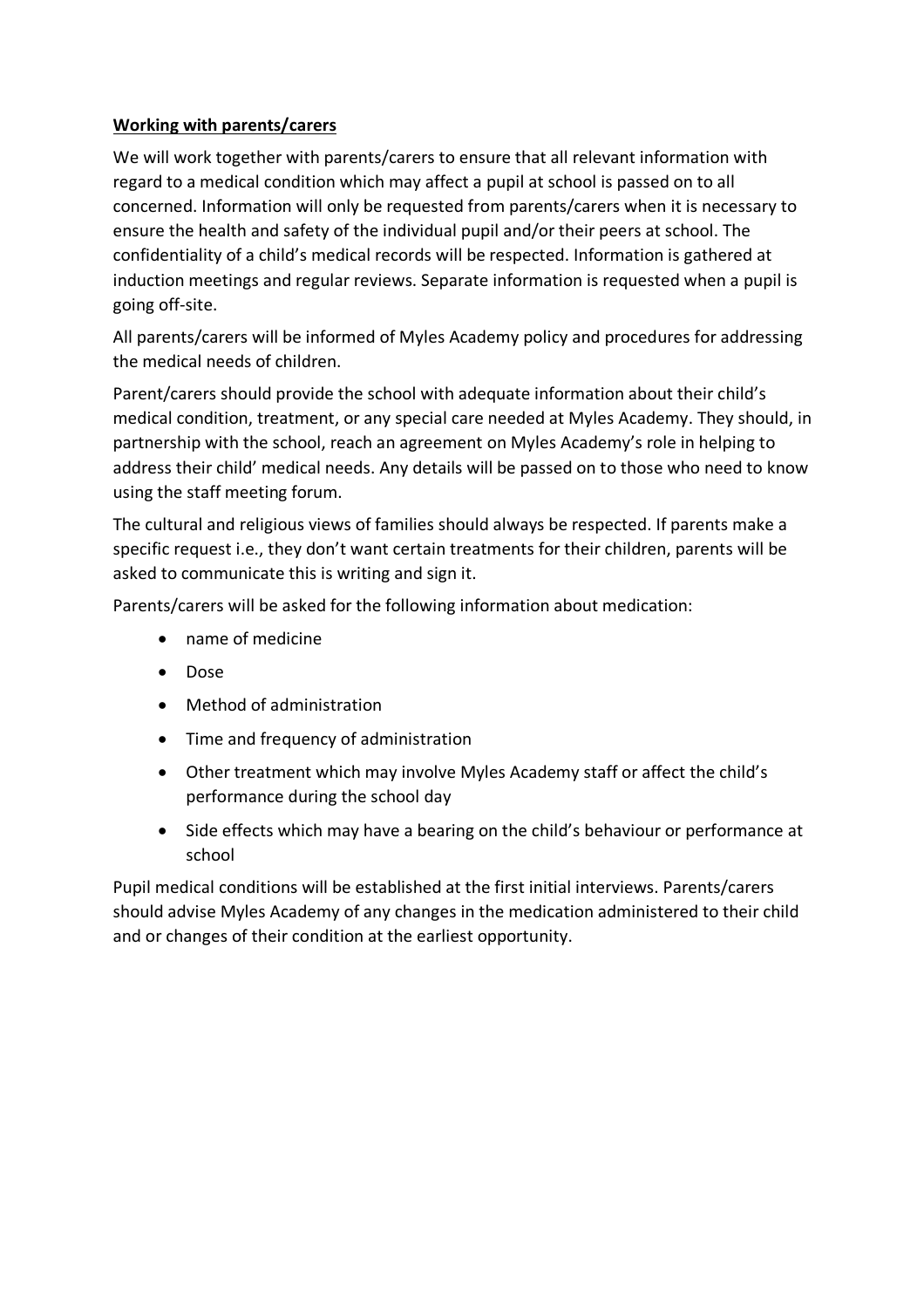**Working with parents/carers**

We will work together with parents/carers to ensure that all relevant information with regard to a medical condition which may affect a pupil at school is passed on to all concerned. Information will only be requested from parents/carers when it is necessary to ensure the health and safety of the individual pupil and/or their peers at school. The confidentiality of a child's medical records will be respected. Information is gathered at induction meetings and regular reviews. Separate information is requested when a pupil is going off-site.

All parents/carers will be informed of Myles Academy policy and procedures for addressing the medical needs of children.

Parent/carers should provide the school with adequate information about their child's medical condition, treatment, or any special care needed at Myles Academy. They should, in partnership with the school, reach an agreement on Myles Academy's role in helping to address their child' medical needs. Any details will be passed on to those who need to know using the staff meeting forum.

The cultural and religious views of families should always be respected. If parents make a specific request i.e., they don't want certain treatments for their children, parents will be asked to communicate this is writing and sign it.

Parents/carers will be asked for the following information about medication:

- name of medicine
- Dose
- Method of administration
- Time and frequency of administration
- Other treatment which may involve Myles Academy staff or affect the child's performance during the school day
- Side effects which may have a bearing on the child's behaviour or performance at school

Pupil medical conditions will be established at the first initial interviews. Parents/carers should advise Myles Academy of any changes in the medication administered to their child and or changes of their condition at the earliest opportunity.